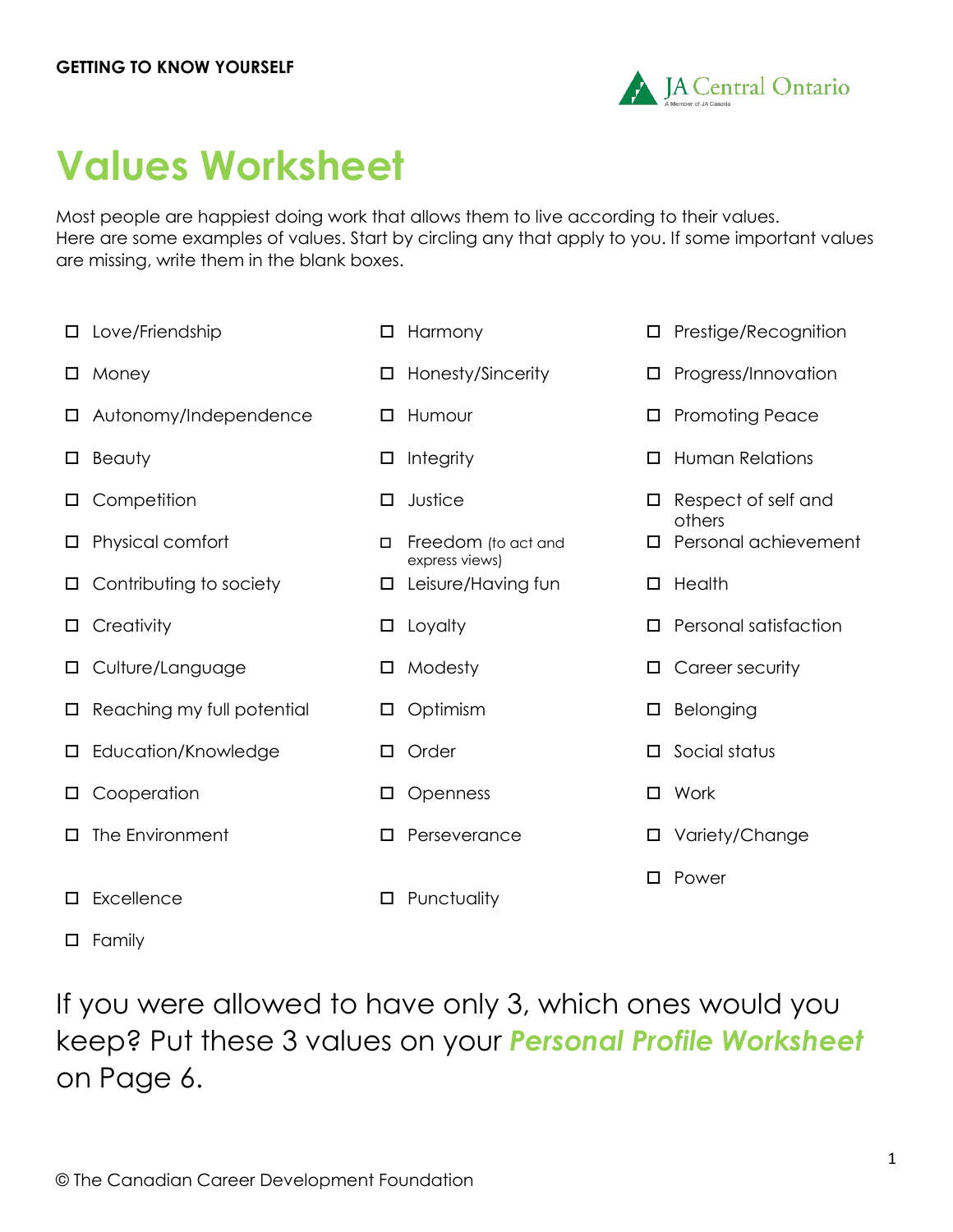**GETTING TO KNOW YOURSELF**

JA Central Ontario
A Member of JA Canada

# Values Worksheet

Most people are happiest doing work that allows them to live according to their values.
Here are some examples of values. Start by circling any that apply to you. If some important values are missing, write them in the blank boxes.

- ☐ Love/Friendship
- ☐ Money
- ☐ Autonomy/Independence
- ☐ Beauty
- ☐ Competition
- ☐ Physical comfort
- ☐ Contributing to society
- ☐ Creativity
- ☐ Culture/Language
- ☐ Reaching my full potential
- ☐ Education/Knowledge
- ☐ Cooperation
- ☐ The Environment
- ☐ Excellence
- ☐ Family

- ☐ Harmony
- ☐ Honesty/Sincerity
- ☐ Humour
- ☐ Integrity
- ☐ Justice
- ☐ Freedom (to act and express views)
- ☐ Leisure/Having fun
- ☐ Loyalty
- ☐ Modesty
- ☐ Optimism
- ☐ Order
- ☐ Openness
- ☐ Perseverance
- ☐ Punctuality

- ☐ Prestige/Recognition
- ☐ Progress/Innovation
- ☐ Promoting Peace
- ☐ Human Relations
- ☐ Respect of self and others
- ☐ Personal achievement
- ☐ Health
- ☐ Personal satisfaction
- ☐ Career security
- ☐ Belonging
- ☐ Social status
- ☐ Work
- ☐ Variety/Change
- ☐ Power

If you were allowed to have only 3, which ones would you keep? Put these 3 values on your ***Personal Profile Worksheet*** on Page 6.

© The Canadian Career Development Foundation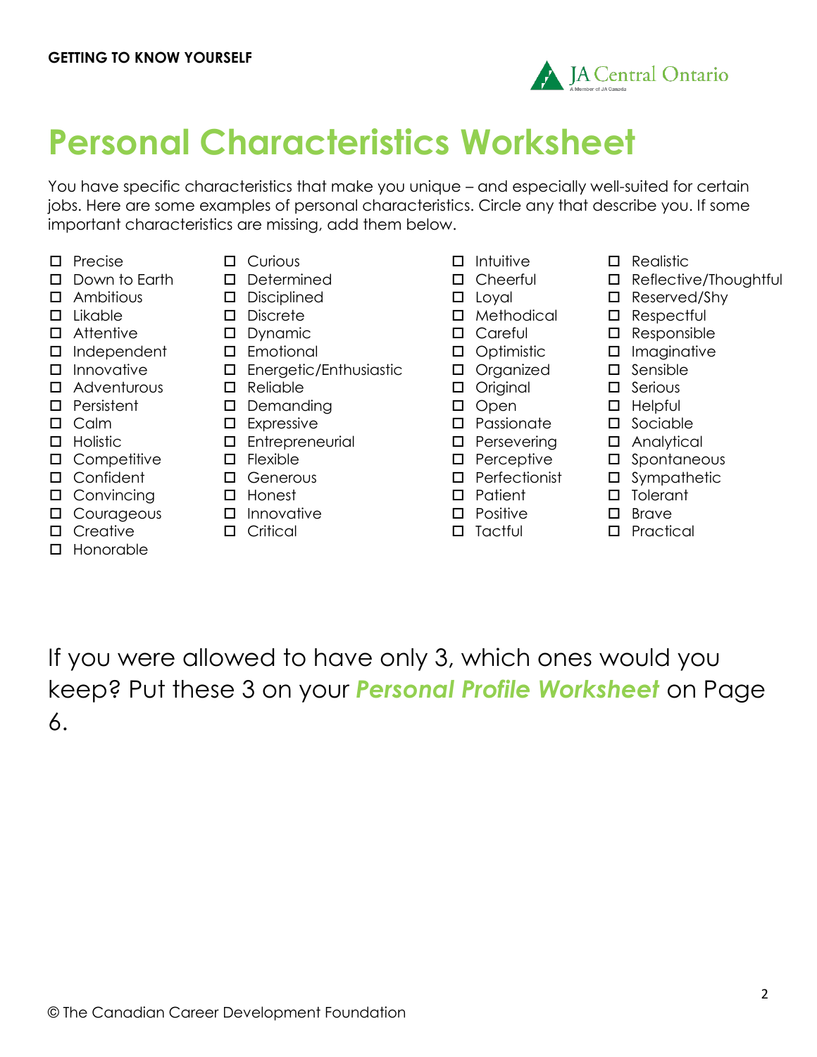# Personal Characteristics Worksheet

You have specific characteristics that make you unique – and especially well-suited for certain jobs. Here are some examples of personal characteristics. Circle any that describe you. If some important characteristics are missing, add them below.

- ☐ Precise
- ☐ Down to Earth
- ☐ Ambitious
- ☐ Likable
- ☐ Attentive
- ☐ Independent
- ☐ Innovative
- ☐ Adventurous
- ☐ Persistent
- ☐ Calm
- ☐ Holistic
- ☐ Competitive
- ☐ Confident
- ☐ Convincing
- ☐ Courageous
- ☐ Creative
- ☐ Honorable
- ☐ Curious
- ☐ Determined
- ☐ Disciplined
- ☐ Discrete
- ☐ Dynamic
- ☐ Emotional
- ☐ Energetic/Enthusiastic
- ☐ Reliable
- ☐ Demanding
- ☐ Expressive
- ☐ Entrepreneurial
- ☐ Flexible
- ☐ Generous
- ☐ Honest
- ☐ Innovative
- ☐ Critical
- ☐ Intuitive
- ☐ Cheerful
- ☐ Loyal
- ☐ Methodical
- ☐ Careful
- ☐ Optimistic
- ☐ Organized
- ☐ Original
- ☐ Open
- ☐ Passionate
- ☐ Persevering
- ☐ Perceptive
- ☐ Perfectionist
- ☐ Patient
- ☐ Positive
- ☐ Tactful
- ☐ Realistic
- ☐ Reflective/Thoughtful
- ☐ Reserved/Shy
- ☐ Respectful
- ☐ Responsible
- ☐ Imaginative
- ☐ Sensible
- ☐ Serious
- ☐ Helpful
- ☐ Sociable
- ☐ Analytical
- ☐ Spontaneous
- ☐ Sympathetic
- ☐ Tolerant
- ☐ Brave
- ☐ Practical

If you were allowed to have only 3, which ones would you keep? Put these 3 on your ***Personal Profile Worksheet*** on Page 6.

© The Canadian Career Development Foundation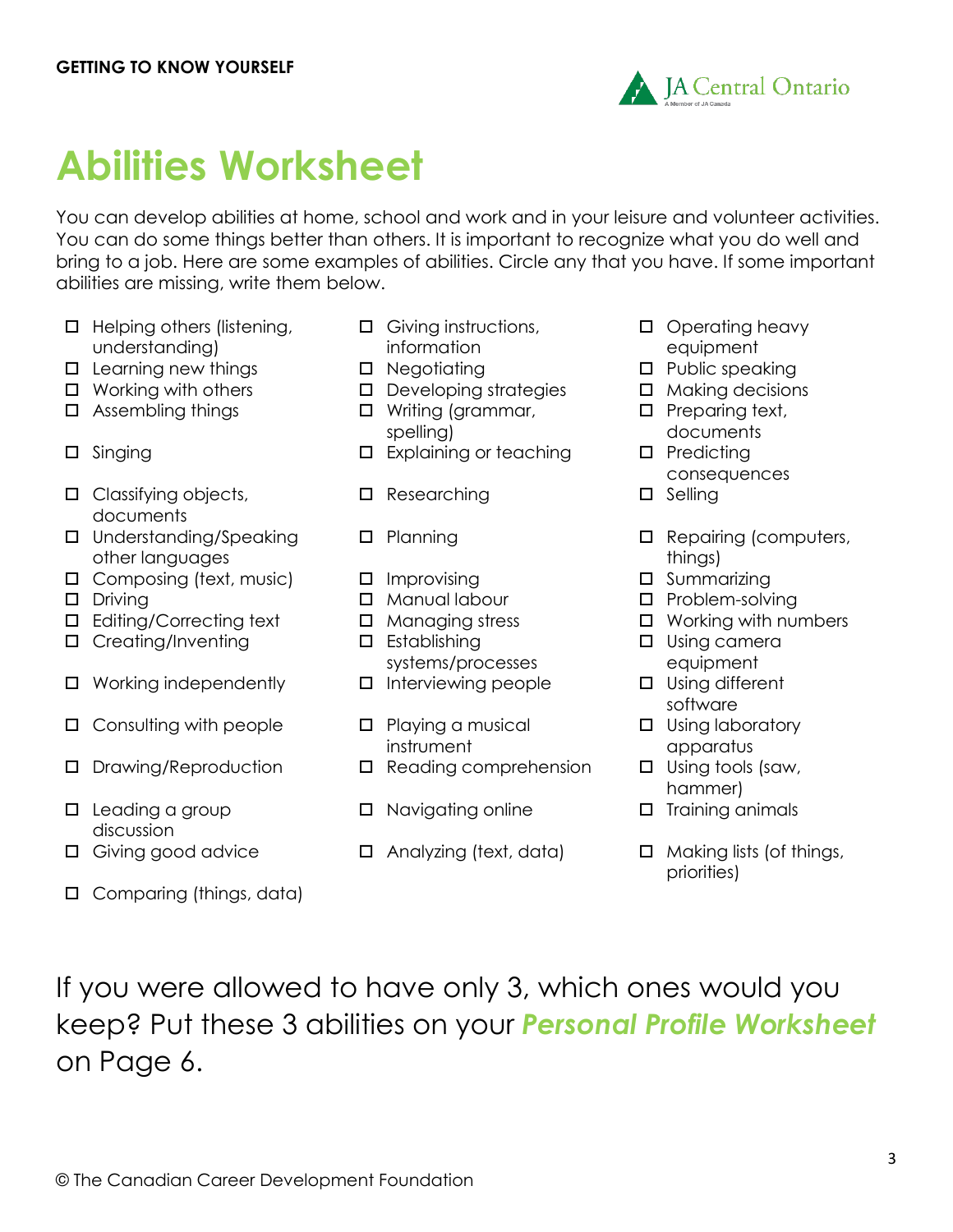**GETTING TO KNOW YOURSELF**

# Abilities Worksheet

You can develop abilities at home, school and work and in your leisure and volunteer activities. You can do some things better than others. It is important to recognize what you do well and bring to a job. Here are some examples of abilities. Circle any that you have. If some important abilities are missing, write them below.

- ☐ Helping others (listening, understanding)
- ☐ Learning new things
- ☐ Working with others
- ☐ Assembling things
- ☐ Singing
- ☐ Classifying objects, documents
- ☐ Understanding/Speaking other languages
- ☐ Composing (text, music)
- ☐ Driving
- ☐ Editing/Correcting text
- ☐ Creating/Inventing
- ☐ Working independently
- ☐ Consulting with people
- ☐ Drawing/Reproduction
- ☐ Leading a group discussion
- ☐ Giving good advice
- ☐ Comparing (things, data)
- ☐ Giving instructions, information
- ☐ Negotiating
- ☐ Developing strategies
- ☐ Writing (grammar, spelling)
- ☐ Explaining or teaching
- ☐ Researching
- ☐ Planning
- ☐ Improvising
- ☐ Manual labour
- ☐ Managing stress
- ☐ Establishing systems/processes
- ☐ Interviewing people
- ☐ Playing a musical instrument
- ☐ Reading comprehension
- ☐ Navigating online
- ☐ Analyzing (text, data)
- ☐ Operating heavy equipment
- ☐ Public speaking
- ☐ Making decisions
- ☐ Preparing text, documents
- ☐ Predicting consequences
- ☐ Selling
- ☐ Repairing (computers, things)
- ☐ Summarizing
- ☐ Problem-solving
- ☐ Working with numbers
- ☐ Using camera equipment
- ☐ Using different software
- ☐ Using laboratory apparatus
- ☐ Using tools (saw, hammer)
- ☐ Training animals
- ☐ Making lists (of things, priorities)

If you were allowed to have only 3, which ones would you keep? Put these 3 abilities on your ***Personal Profile Worksheet*** on Page 6.

© The Canadian Career Development Foundation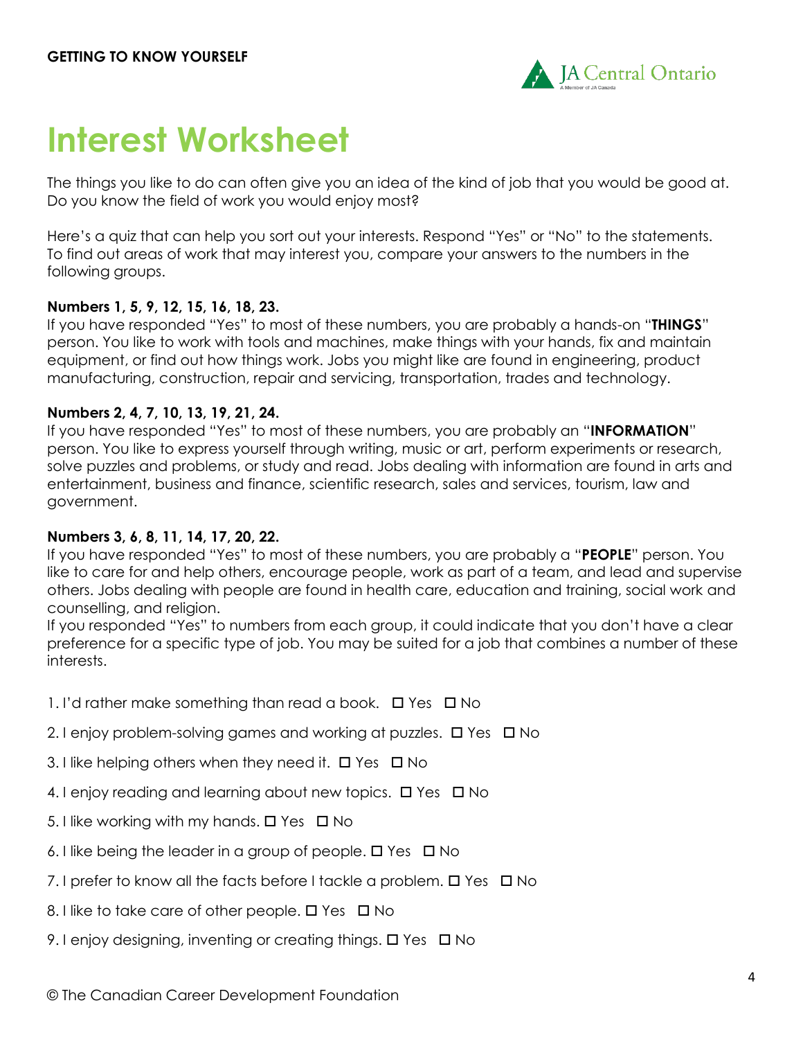**GETTING TO KNOW YOURSELF**

# Interest Worksheet

The things you like to do can often give you an idea of the kind of job that you would be good at. Do you know the field of work you would enjoy most?

Here's a quiz that can help you sort out your interests. Respond "Yes" or "No" to the statements. To find out areas of work that may interest you, compare your answers to the numbers in the following groups.

**Numbers 1, 5, 9, 12, 15, 16, 18, 23.**
If you have responded "Yes" to most of these numbers, you are probably a hands-on "**THINGS**" person. You like to work with tools and machines, make things with your hands, fix and maintain equipment, or find out how things work. Jobs you might like are found in engineering, product manufacturing, construction, repair and servicing, transportation, trades and technology.

**Numbers 2, 4, 7, 10, 13, 19, 21, 24.**
If you have responded "Yes" to most of these numbers, you are probably an "**INFORMATION**" person. You like to express yourself through writing, music or art, perform experiments or research, solve puzzles and problems, or study and read. Jobs dealing with information are found in arts and entertainment, business and finance, scientific research, sales and services, tourism, law and government.

**Numbers 3, 6, 8, 11, 14, 17, 20, 22.**
If you have responded "Yes" to most of these numbers, you are probably a "**PEOPLE**" person. You like to care for and help others, encourage people, work as part of a team, and lead and supervise others. Jobs dealing with people are found in health care, education and training, social work and counselling, and religion.
If you responded "Yes" to numbers from each group, it could indicate that you don't have a clear preference for a specific type of job. You may be suited for a job that combines a number of these interests.

1. I'd rather make something than read a book. ☐ Yes ☐ No
2. I enjoy problem-solving games and working at puzzles. ☐ Yes ☐ No
3. I like helping others when they need it. ☐ Yes ☐ No
4. I enjoy reading and learning about new topics. ☐ Yes ☐ No
5. I like working with my hands. ☐ Yes ☐ No
6. I like being the leader in a group of people. ☐ Yes ☐ No
7. I prefer to know all the facts before I tackle a problem. ☐ Yes ☐ No
8. I like to take care of other people. ☐ Yes ☐ No
9. I enjoy designing, inventing or creating things. ☐ Yes ☐ No

© The Canadian Career Development Foundation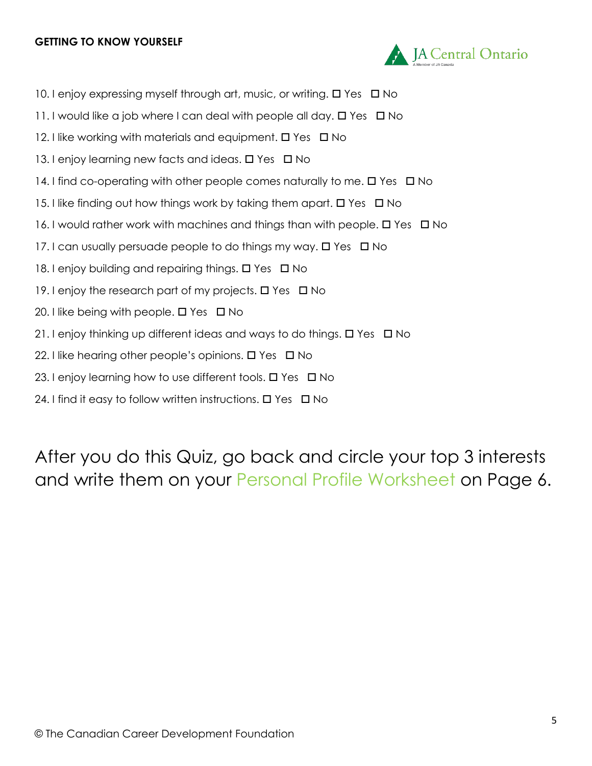10. I enjoy expressing myself through art, music, or writing. ☐ Yes ☐ No
11. I would like a job where I can deal with people all day. ☐ Yes ☐ No
12. I like working with materials and equipment. ☐ Yes ☐ No
13. I enjoy learning new facts and ideas. ☐ Yes ☐ No
14. I find co-operating with other people comes naturally to me. ☐ Yes ☐ No
15. I like finding out how things work by taking them apart. ☐ Yes ☐ No
16. I would rather work with machines and things than with people. ☐ Yes ☐ No
17. I can usually persuade people to do things my way. ☐ Yes ☐ No
18. I enjoy building and repairing things. ☐ Yes ☐ No
19. I enjoy the research part of my projects. ☐ Yes ☐ No
20. I like being with people. ☐ Yes ☐ No
21. I enjoy thinking up different ideas and ways to do things. ☐ Yes ☐ No
22. I like hearing other people's opinions. ☐ Yes ☐ No
23. I enjoy learning how to use different tools. ☐ Yes ☐ No
24. I find it easy to follow written instructions. ☐ Yes ☐ No

After you do this Quiz, go back and circle your top 3 interests and write them on your Personal Profile Worksheet on Page 6.

© The Canadian Career Development Foundation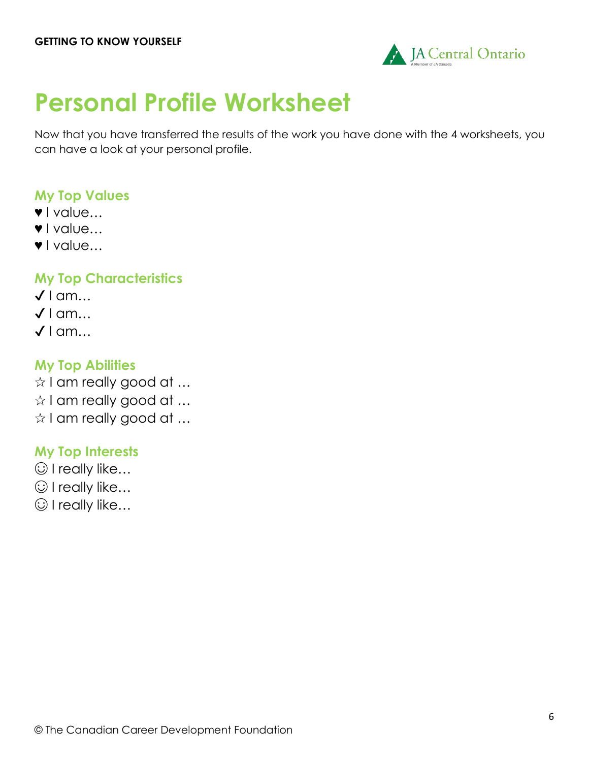# Personal Profile Worksheet

Now that you have transferred the results of the work you have done with the 4 worksheets, you can have a look at your personal profile.

## My Top Values

♥ I value…
♥ I value…
♥ I value…

## My Top Characteristics

✔ I am…
✔ I am…
✔ I am…

## My Top Abilities

☆ I am really good at …
☆ I am really good at …
☆ I am really good at …

## My Top Interests

☺ I really like…
☺ I really like…
☺ I really like…

© The Canadian Career Development Foundation